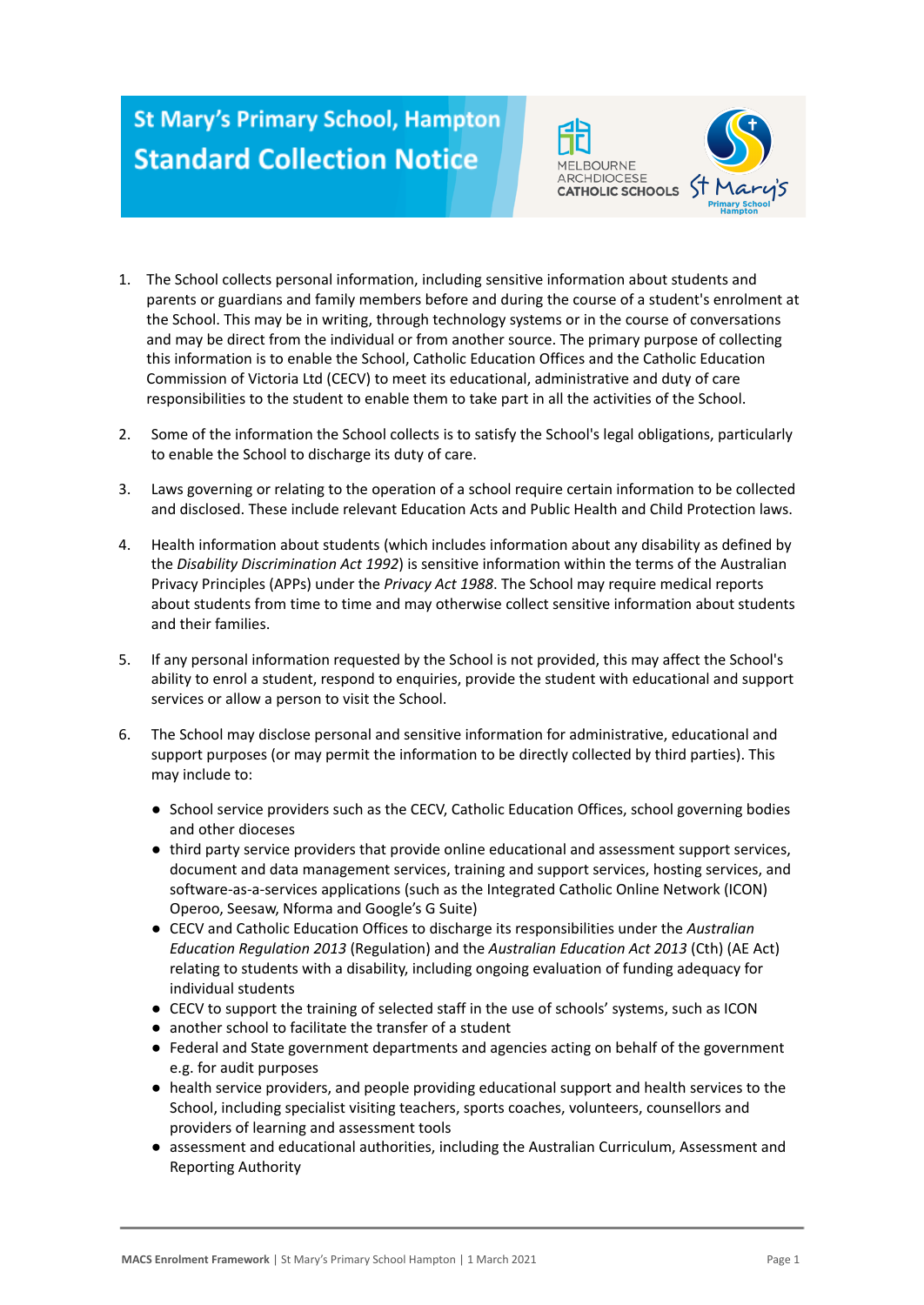# St Mary's Primary School, Hampton

## Standard Collection Notice

1. The School collects personal information, including sensitive information about students and parents or guardians and family members before and during the course of a student's enrolment at the School. This may be in writing, through technology systems or in the course of conversations and may be direct from the individual or from another source. The primary purpose of collecting this information is to enable the School, Catholic Education Offices and the Catholic Education Commission of Victoria Ltd (CECV) to meet its educational, administrative and duty of care responsibilities to the student to enable them to take part in all the activities of the School.

2. Some of the information the School collects is to satisfy the School's legal obligations, particularly to enable the School to discharge its duty of care.

3. Laws governing or relating to the operation of a school require certain information to be collected and disclosed. These include relevant Education Acts and Public Health and Child Protection laws.

4. Health information about students (which includes information about any disability as defined by the *Disability Discrimination Act 1992*) is sensitive information within the terms of the Australian Privacy Principles (APPs) under the *Privacy Act 1988*. The School may require medical reports about students from time to time and may otherwise collect sensitive information about students and their families.

5. If any personal information requested by the School is not provided, this may affect the School's ability to enrol a student, respond to enquiries, provide the student with educational and support services or allow a person to visit the School.

6. The School may disclose personal and sensitive information for administrative, educational and support purposes (or may permit the information to be directly collected by third parties). This may include to:

   - School service providers such as the CECV, Catholic Education Offices, school governing bodies and other dioceses
   - third party service providers that provide online educational and assessment support services, document and data management services, training and support services, hosting services, and software-as-a-services applications (such as the Integrated Catholic Online Network (ICON) Operoo, Seesaw, Nforma and Google's G Suite)
   - CECV and Catholic Education Offices to discharge its responsibilities under the *Australian Education Regulation 2013* (Regulation) and the *Australian Education Act 2013* (Cth) (AE Act) relating to students with a disability, including ongoing evaluation of funding adequacy for individual students
   - CECV to support the training of selected staff in the use of schools' systems, such as ICON
   - another school to facilitate the transfer of a student
   - Federal and State government departments and agencies acting on behalf of the government e.g. for audit purposes
   - health service providers, and people providing educational support and health services to the School, including specialist visiting teachers, sports coaches, volunteers, counsellors and providers of learning and assessment tools
   - assessment and educational authorities, including the Australian Curriculum, Assessment and Reporting Authority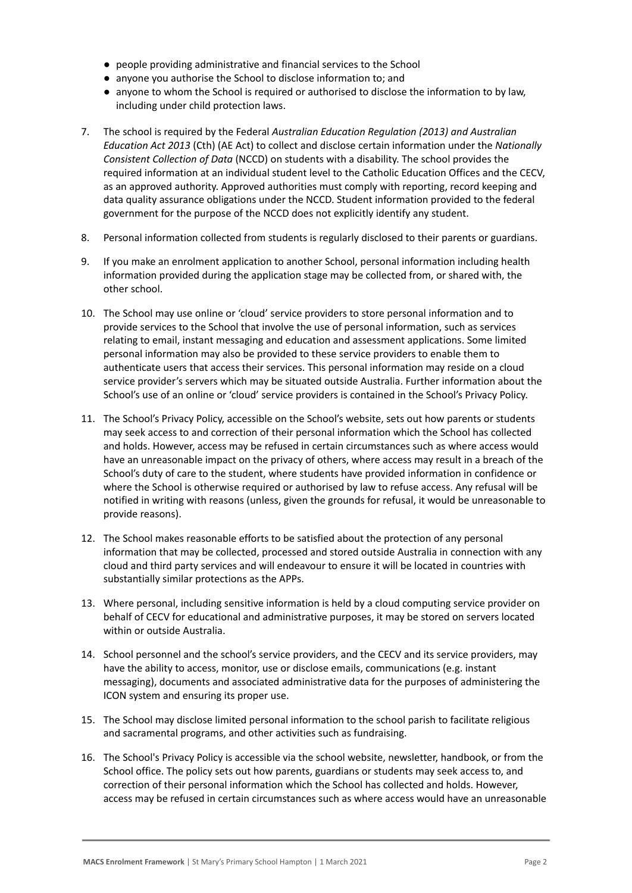- people providing administrative and financial services to the School
- anyone you authorise the School to disclose information to; and
- anyone to whom the School is required or authorised to disclose the information to by law, including under child protection laws.

7. The school is required by the Federal *Australian Education Regulation (2013) and Australian Education Act 2013* (Cth) (AE Act) to collect and disclose certain information under the *Nationally Consistent Collection of Data* (NCCD) on students with a disability. The school provides the required information at an individual student level to the Catholic Education Offices and the CECV, as an approved authority. Approved authorities must comply with reporting, record keeping and data quality assurance obligations under the NCCD. Student information provided to the federal government for the purpose of the NCCD does not explicitly identify any student.

8. Personal information collected from students is regularly disclosed to their parents or guardians.

9. If you make an enrolment application to another School, personal information including health information provided during the application stage may be collected from, or shared with, the other school.

10. The School may use online or 'cloud' service providers to store personal information and to provide services to the School that involve the use of personal information, such as services relating to email, instant messaging and education and assessment applications. Some limited personal information may also be provided to these service providers to enable them to authenticate users that access their services. This personal information may reside on a cloud service provider's servers which may be situated outside Australia. Further information about the School's use of an online or 'cloud' service providers is contained in the School's Privacy Policy.

11. The School's Privacy Policy, accessible on the School's website, sets out how parents or students may seek access to and correction of their personal information which the School has collected and holds. However, access may be refused in certain circumstances such as where access would have an unreasonable impact on the privacy of others, where access may result in a breach of the School's duty of care to the student, where students have provided information in confidence or where the School is otherwise required or authorised by law to refuse access. Any refusal will be notified in writing with reasons (unless, given the grounds for refusal, it would be unreasonable to provide reasons).

12. The School makes reasonable efforts to be satisfied about the protection of any personal information that may be collected, processed and stored outside Australia in connection with any cloud and third party services and will endeavour to ensure it will be located in countries with substantially similar protections as the APPs.

13. Where personal, including sensitive information is held by a cloud computing service provider on behalf of CECV for educational and administrative purposes, it may be stored on servers located within or outside Australia.

14. School personnel and the school's service providers, and the CECV and its service providers, may have the ability to access, monitor, use or disclose emails, communications (e.g. instant messaging), documents and associated administrative data for the purposes of administering the ICON system and ensuring its proper use.

15. The School may disclose limited personal information to the school parish to facilitate religious and sacramental programs, and other activities such as fundraising.

16. The School's Privacy Policy is accessible via the school website, newsletter, handbook, or from the School office. The policy sets out how parents, guardians or students may seek access to, and correction of their personal information which the School has collected and holds. However, access may be refused in certain circumstances such as where access would have an unreasonable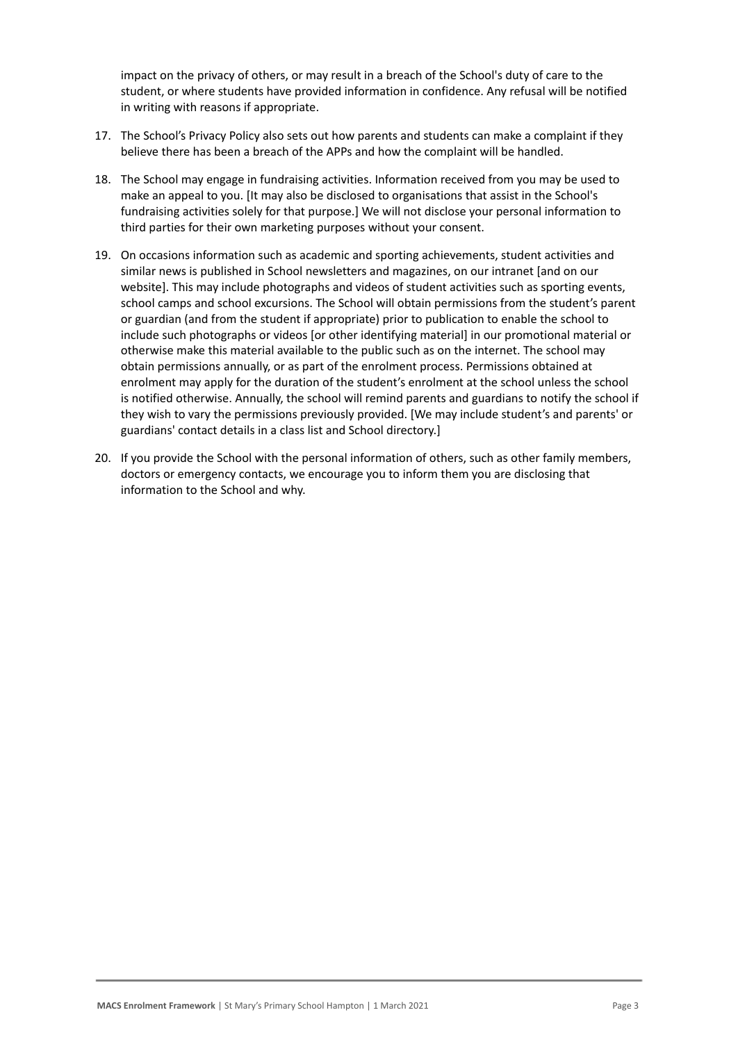impact on the privacy of others, or may result in a breach of the School's duty of care to the student, or where students have provided information in confidence. Any refusal will be notified in writing with reasons if appropriate.

17. The School's Privacy Policy also sets out how parents and students can make a complaint if they believe there has been a breach of the APPs and how the complaint will be handled.

18. The School may engage in fundraising activities. Information received from you may be used to make an appeal to you. [It may also be disclosed to organisations that assist in the School's fundraising activities solely for that purpose.] We will not disclose your personal information to third parties for their own marketing purposes without your consent.

19. On occasions information such as academic and sporting achievements, student activities and similar news is published in School newsletters and magazines, on our intranet [and on our website]. This may include photographs and videos of student activities such as sporting events, school camps and school excursions. The School will obtain permissions from the student's parent or guardian (and from the student if appropriate) prior to publication to enable the school to include such photographs or videos [or other identifying material] in our promotional material or otherwise make this material available to the public such as on the internet. The school may obtain permissions annually, or as part of the enrolment process. Permissions obtained at enrolment may apply for the duration of the student's enrolment at the school unless the school is notified otherwise. Annually, the school will remind parents and guardians to notify the school if they wish to vary the permissions previously provided. [We may include student's and parents' or guardians' contact details in a class list and School directory.]

20. If you provide the School with the personal information of others, such as other family members, doctors or emergency contacts, we encourage you to inform them you are disclosing that information to the School and why.